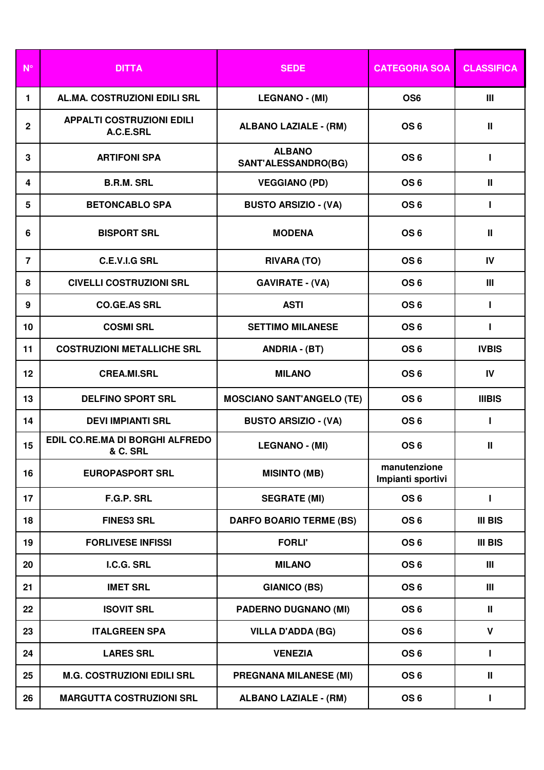| N° | DITTA | SEDE | CATEGORIA SOA | CLASSIFICA |
|---|---|---|---|---|
| 1 | AL.MA. COSTRUZIONI EDILI SRL | LEGNANO - (MI) | OS6 | III |
| 2 | APPALTI COSTRUZIONI EDILI A.C.E.SRL | ALBANO LAZIALE - (RM) | OS 6 | II |
| 3 | ARTIFONI SPA | ALBANO SANT'ALESSANDRO(BG) | OS 6 | I |
| 4 | B.R.M. SRL | VEGGIANO (PD) | OS 6 | II |
| 5 | BETONCABLO SPA | BUSTO ARSIZIO - (VA) | OS 6 | I |
| 6 | BISPORT SRL | MODENA | OS 6 | II |
| 7 | C.E.V.I.G SRL | RIVARA (TO) | OS 6 | IV |
| 8 | CIVELLI COSTRUZIONI SRL | GAVIRATE - (VA) | OS 6 | III |
| 9 | CO.GE.AS SRL | ASTI | OS 6 | I |
| 10 | COSMI SRL | SETTIMO MILANESE | OS 6 | I |
| 11 | COSTRUZIONI METALLICHE SRL | ANDRIA - (BT) | OS 6 | IVBIS |
| 12 | CREA.MI.SRL | MILANO | OS 6 | IV |
| 13 | DELFINO SPORT SRL | MOSCIANO SANT'ANGELO (TE) | OS 6 | IIIBIS |
| 14 | DEVI IMPIANTI SRL | BUSTO ARSIZIO - (VA) | OS 6 | I |
| 15 | EDIL CO.RE.MA DI BORGHI ALFREDO & C. SRL | LEGNANO - (MI) | OS 6 | II |
| 16 | EUROPASPORT SRL | MISINTO (MB) | manutenzione Impianti sportivi | |
| 17 | F.G.P. SRL | SEGRATE (MI) | OS 6 | I |
| 18 | FINES3 SRL | DARFO BOARIO TERME (BS) | OS 6 | III BIS |
| 19 | FORLIVESE INFISSI | FORLI' | OS 6 | III BIS |
| 20 | I.C.G. SRL | MILANO | OS 6 | III |
| 21 | IMET SRL | GIANICO (BS) | OS 6 | III |
| 22 | ISOVIT SRL | PADERNO DUGNANO (MI) | OS 6 | II |
| 23 | ITALGREEN SPA | VILLA D'ADDA (BG) | OS 6 | V |
| 24 | LARES SRL | VENEZIA | OS 6 | I |
| 25 | M.G. COSTRUZIONI EDILI SRL | PREGNANA MILANESE (MI) | OS 6 | II |
| 26 | MARGUTTA COSTRUZIONI SRL | ALBANO LAZIALE - (RM) | OS 6 | I |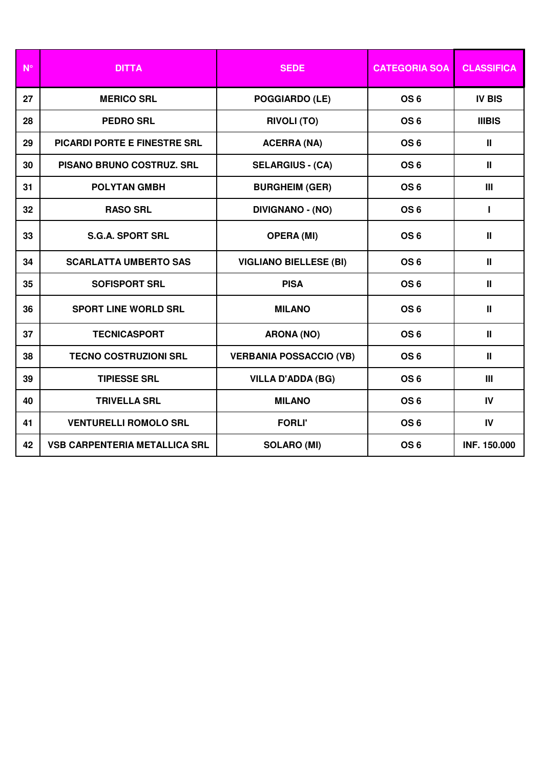| N° | DITTA | SEDE | CATEGORIA SOA | CLASSIFICA |
|---|---|---|---|---|
| 27 | MERICO SRL | POGGIARDO (LE) | OS 6 | IV BIS |
| 28 | PEDRO SRL | RIVOLI (TO) | OS 6 | IIIBIS |
| 29 | PICARDI PORTE E FINESTRE SRL | ACERRA (NA) | OS 6 | II |
| 30 | PISANO BRUNO COSTRUZ. SRL | SELARGIUS - (CA) | OS 6 | II |
| 31 | POLYTAN GMBH | BURGHEIM (GER) | OS 6 | III |
| 32 | RASO SRL | DIVIGNANO - (NO) | OS 6 | I |
| 33 | S.G.A. SPORT SRL | OPERA (MI) | OS 6 | II |
| 34 | SCARLATTA UMBERTO SAS | VIGLIANO BIELLESE (BI) | OS 6 | II |
| 35 | SOFISPORT SRL | PISA | OS 6 | II |
| 36 | SPORT LINE WORLD SRL | MILANO | OS 6 | II |
| 37 | TECNICASPORT | ARONA (NO) | OS 6 | II |
| 38 | TECNO COSTRUZIONI SRL | VERBANIA POSSACCIO (VB) | OS 6 | II |
| 39 | TIPIESSE SRL | VILLA D'ADDA (BG) | OS 6 | III |
| 40 | TRIVELLA SRL | MILANO | OS 6 | IV |
| 41 | VENTURELLI ROMOLO SRL | FORLI' | OS 6 | IV |
| 42 | VSB CARPENTERIA METALLICA SRL | SOLARO (MI) | OS 6 | INF. 150.000 |